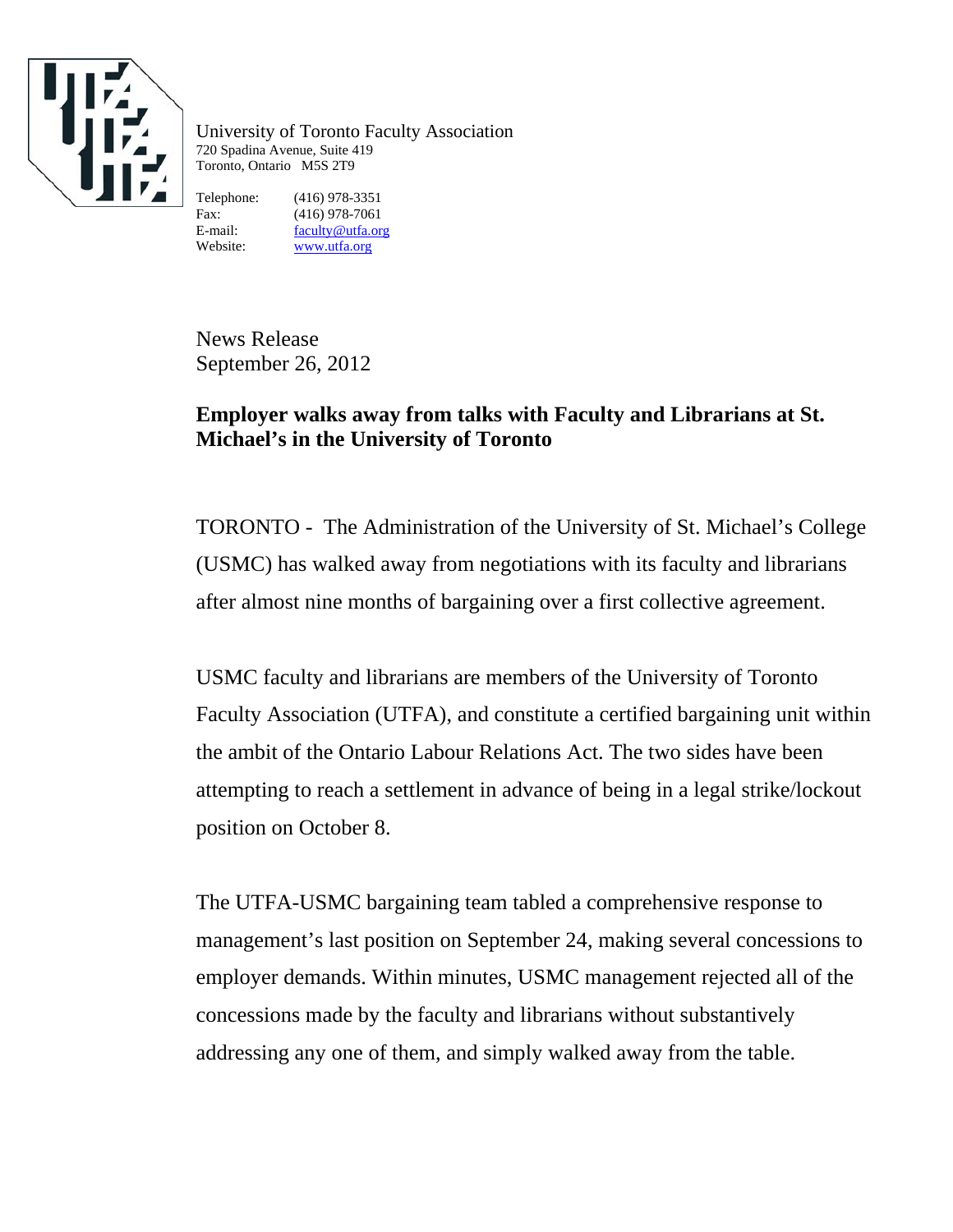University of Toronto Faculty Association
720 Spadina Avenue, Suite 419
Toronto, Ontario M5S 2T9

Telephone: (416) 978-3351
Fax: (416) 978-7061
E-mail: faculty@utfa.org
Website: www.utfa.org

News Release
September 26, 2012

**Employer walks away from talks with Faculty and Librarians at St. Michael's in the University of Toronto**

TORONTO - The Administration of the University of St. Michael's College (USMC) has walked away from negotiations with its faculty and librarians after almost nine months of bargaining over a first collective agreement.

USMC faculty and librarians are members of the University of Toronto Faculty Association (UTFA), and constitute a certified bargaining unit within the ambit of the Ontario Labour Relations Act. The two sides have been attempting to reach a settlement in advance of being in a legal strike/lockout position on October 8.

The UTFA-USMC bargaining team tabled a comprehensive response to management's last position on September 24, making several concessions to employer demands. Within minutes, USMC management rejected all of the concessions made by the faculty and librarians without substantively addressing any one of them, and simply walked away from the table.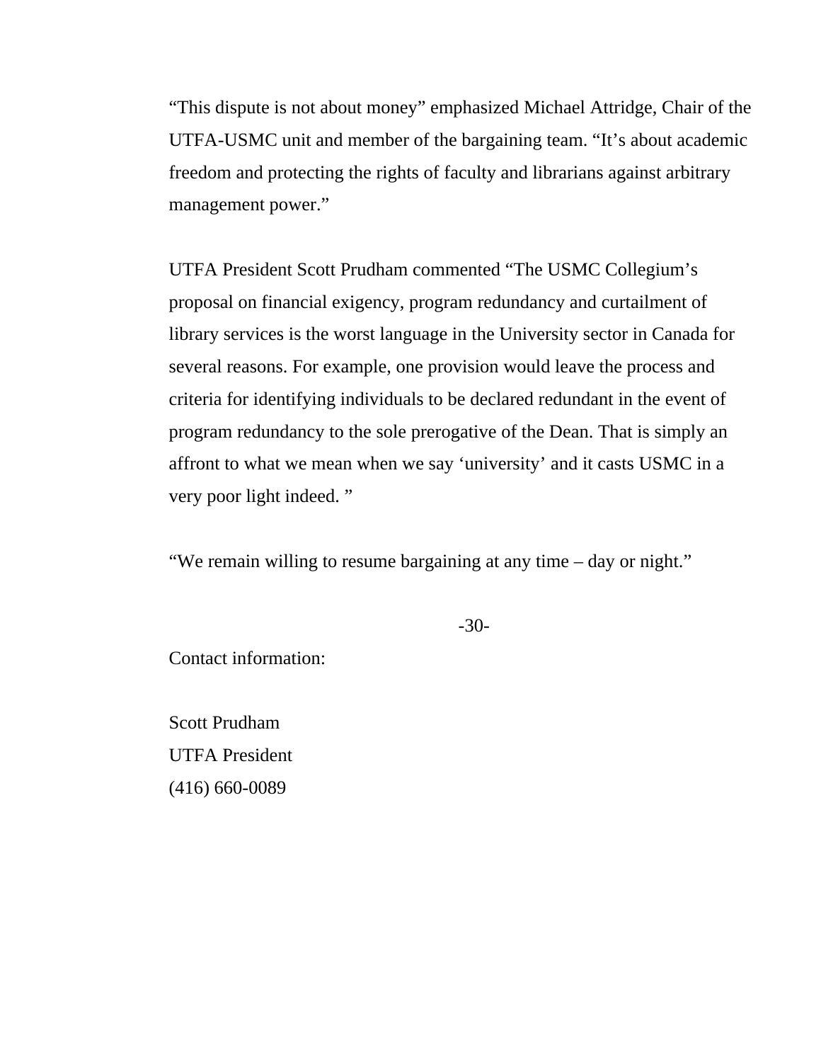“This dispute is not about money” emphasized Michael Attridge, Chair of the UTFA-USMC unit and member of the bargaining team. “It’s about academic freedom and protecting the rights of faculty and librarians against arbitrary management power.”

UTFA President Scott Prudham commented “The USMC Collegium’s proposal on financial exigency, program redundancy and curtailment of library services is the worst language in the University sector in Canada for several reasons. For example, one provision would leave the process and criteria for identifying individuals to be declared redundant in the event of program redundancy to the sole prerogative of the Dean. That is simply an affront to what we mean when we say ‘university’ and it casts USMC in a very poor light indeed. ”

“We remain willing to resume bargaining at any time – day or night.”

-30-

Contact information:

Scott Prudham  
UTFA President  
(416) 660-0089